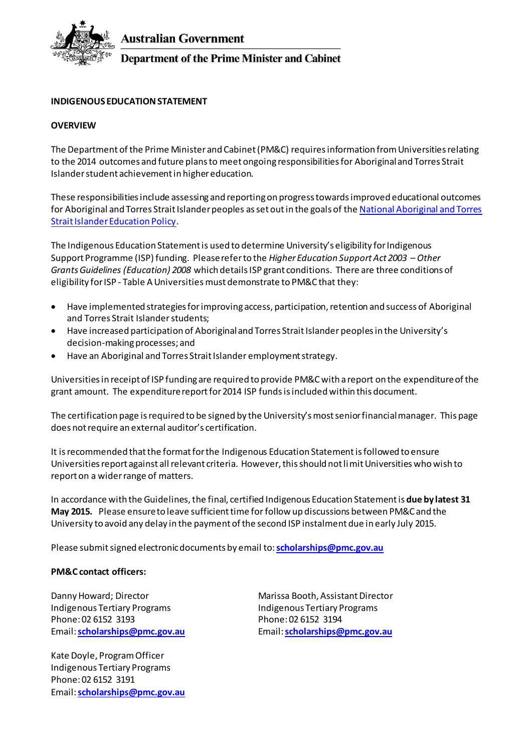Australian Government

Department of the Prime Minister and Cabinet

**INDIGENOUS EDUCATION STATEMENT**

**OVERVIEW**

The Department of the Prime Minister and Cabinet (PM&C) requires information from Universities relating to the 2014 outcomes and future plans to meet ongoing responsibilities for Aboriginal and Torres Strait Islander student achievement in higher education.

These responsibilities include assessing and reporting on progress towards improved educational outcomes for Aboriginal and Torres Strait Islander peoples as set out in the goals of the National Aboriginal and Torres Strait Islander Education Policy.

The Indigenous Education Statement is used to determine University's eligibility for Indigenous Support Programme (ISP) funding. Please refer to the *Higher Education Support Act 2003 – Other Grants Guidelines (Education) 2008* which details ISP grant conditions. There are three conditions of eligibility for ISP - Table A Universities must demonstrate to PM&C that they:

- Have implemented strategies for improving access, participation, retention and success of Aboriginal and Torres Strait Islander students;
- Have increased participation of Aboriginal and Torres Strait Islander peoples in the University's decision-making processes; and
- Have an Aboriginal and Torres Strait Islander employment strategy.

Universities in receipt of ISP funding are required to provide PM&C with a report on the expenditure of the grant amount. The expenditure report for 2014 ISP funds is included within this document.

The certification page is required to be signed by the University's most senior financial manager. This page does not require an external auditor's certification.

It is recommended that the format for the Indigenous Education Statement is followed to ensure Universities report against all relevant criteria. However, this should not limit Universities who wish to report on a wider range of matters.

In accordance with the Guidelines, the final, certified Indigenous Education Statement is **due by latest 31 May 2015.** Please ensure to leave sufficient time for follow up discussions between PM&C and the University to avoid any delay in the payment of the second ISP instalment due in early July 2015.

Please submit signed electronic documents by email to: **scholarships@pmc.gov.au**

**PM&C contact officers:**

Danny Howard; Director
Indigenous Tertiary Programs
Phone: 02 6152 3193
Email: **scholarships@pmc.gov.au**

Marissa Booth, Assistant Director
Indigenous Tertiary Programs
Phone: 02 6152 3194
Email: **scholarships@pmc.gov.au**

Kate Doyle, Program Officer
Indigenous Tertiary Programs
Phone: 02 6152 3191
Email: **scholarships@pmc.gov.au**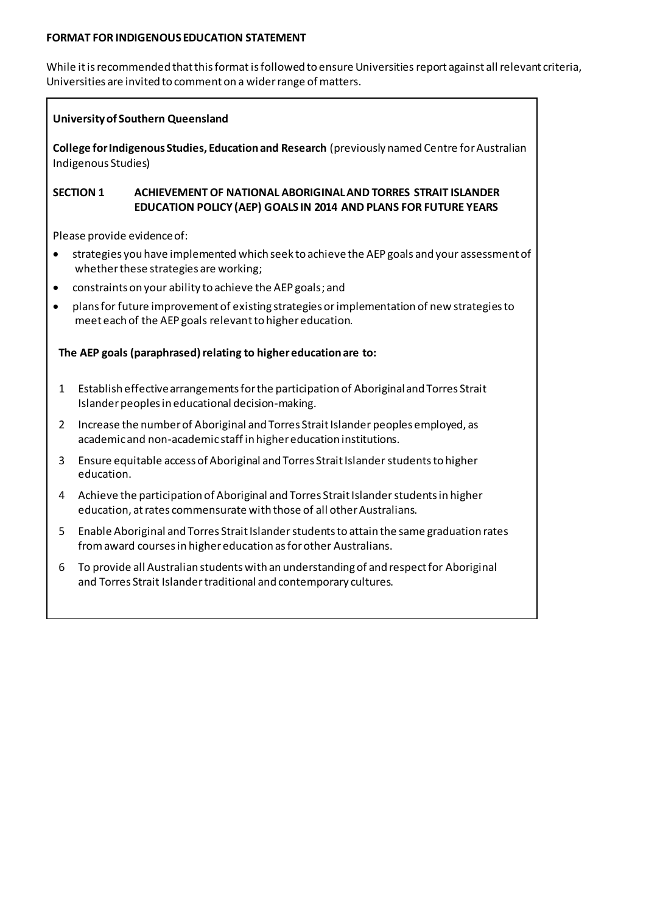**FORMAT FOR INDIGENOUS EDUCATION STATEMENT**

While it is recommended that this format is followed to ensure Universities report against all relevant criteria, Universities are invited to comment on a wider range of matters.

**University of Southern Queensland**

**College for Indigenous Studies, Education and Research** (previously named Centre for Australian Indigenous Studies)

**SECTION 1 ACHIEVEMENT OF NATIONAL ABORIGINAL AND TORRES STRAIT ISLANDER EDUCATION POLICY (AEP) GOALS IN 2014 AND PLANS FOR FUTURE YEARS**

Please provide evidence of:

- strategies you have implemented which seek to achieve the AEP goals and your assessment of whether these strategies are working;
- constraints on your ability to achieve the AEP goals; and
- plans for future improvement of existing strategies or implementation of new strategies to meet each of the AEP goals relevant to higher education.

**The AEP goals (paraphrased) relating to higher education are to:**

1. Establish effective arrangements for the participation of Aboriginal and Torres Strait Islander peoples in educational decision-making.
2. Increase the number of Aboriginal and Torres Strait Islander peoples employed, as academic and non-academic staff in higher education institutions.
3. Ensure equitable access of Aboriginal and Torres Strait Islander students to higher education.
4. Achieve the participation of Aboriginal and Torres Strait Islander students in higher education, at rates commensurate with those of all other Australians.
5. Enable Aboriginal and Torres Strait Islander students to attain the same graduation rates from award courses in higher education as for other Australians.
6. To provide all Australian students with an understanding of and respect for Aboriginal and Torres Strait Islander traditional and contemporary cultures.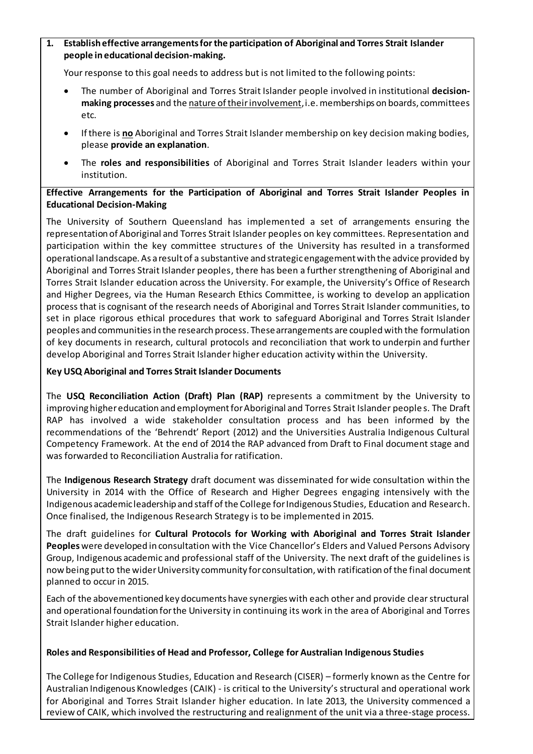**1. Establish effective arrangements for the participation of Aboriginal and Torres Strait Islander people in educational decision-making.**

Your response to this goal needs to address but is not limited to the following points:

- The number of Aboriginal and Torres Strait Islander people involved in institutional **decision-making processes** and the nature of their involvement, i.e. memberships on boards, committees etc.
- If there is **no** Aboriginal and Torres Strait Islander membership on key decision making bodies, please **provide an explanation**.
- The **roles and responsibilities** of Aboriginal and Torres Strait Islander leaders within your institution.

**Effective Arrangements for the Participation of Aboriginal and Torres Strait Islander Peoples in Educational Decision-Making**

The University of Southern Queensland has implemented a set of arrangements ensuring the representation of Aboriginal and Torres Strait Islander peoples on key committees. Representation and participation within the key committee structures of the University has resulted in a transformed operational landscape. As a result of a substantive and strategic engagement with the advice provided by Aboriginal and Torres Strait Islander peoples, there has been a further strengthening of Aboriginal and Torres Strait Islander education across the University. For example, the University's Office of Research and Higher Degrees, via the Human Research Ethics Committee, is working to develop an application process that is cognisant of the research needs of Aboriginal and Torres Strait Islander communities, to set in place rigorous ethical procedures that work to safeguard Aboriginal and Torres Strait Islander peoples and communities in the research process. These arrangements are coupled with the formulation of key documents in research, cultural protocols and reconciliation that work to underpin and further develop Aboriginal and Torres Strait Islander higher education activity within the University.

**Key USQ Aboriginal and Torres Strait Islander Documents**

The **USQ Reconciliation Action (Draft) Plan (RAP)** represents a commitment by the University to improving higher education and employment for Aboriginal and Torres Strait Islander peoples. The Draft RAP has involved a wide stakeholder consultation process and has been informed by the recommendations of the 'Behrendt' Report (2012) and the Universities Australia Indigenous Cultural Competency Framework. At the end of 2014 the RAP advanced from Draft to Final document stage and was forwarded to Reconciliation Australia for ratification.

The **Indigenous Research Strategy** draft document was disseminated for wide consultation within the University in 2014 with the Office of Research and Higher Degrees engaging intensively with the Indigenous academic leadership and staff of the College for Indigenous Studies, Education and Research. Once finalised, the Indigenous Research Strategy is to be implemented in 2015.

The draft guidelines for **Cultural Protocols for Working with Aboriginal and Torres Strait Islander Peoples** were developed in consultation with the Vice Chancellor's Elders and Valued Persons Advisory Group, Indigenous academic and professional staff of the University. The next draft of the guidelines is now being put to the wider University community for consultation, with ratification of the final document planned to occur in 2015.

Each of the abovementioned key documents have synergies with each other and provide clear structural and operational foundation for the University in continuing its work in the area of Aboriginal and Torres Strait Islander higher education.

**Roles and Responsibilities of Head and Professor, College for Australian Indigenous Studies**

The College for Indigenous Studies, Education and Research (CISER) – formerly known as the Centre for Australian Indigenous Knowledges (CAIK) - is critical to the University's structural and operational work for Aboriginal and Torres Strait Islander higher education. In late 2013, the University commenced a review of CAIK, which involved the restructuring and realignment of the unit via a three-stage process.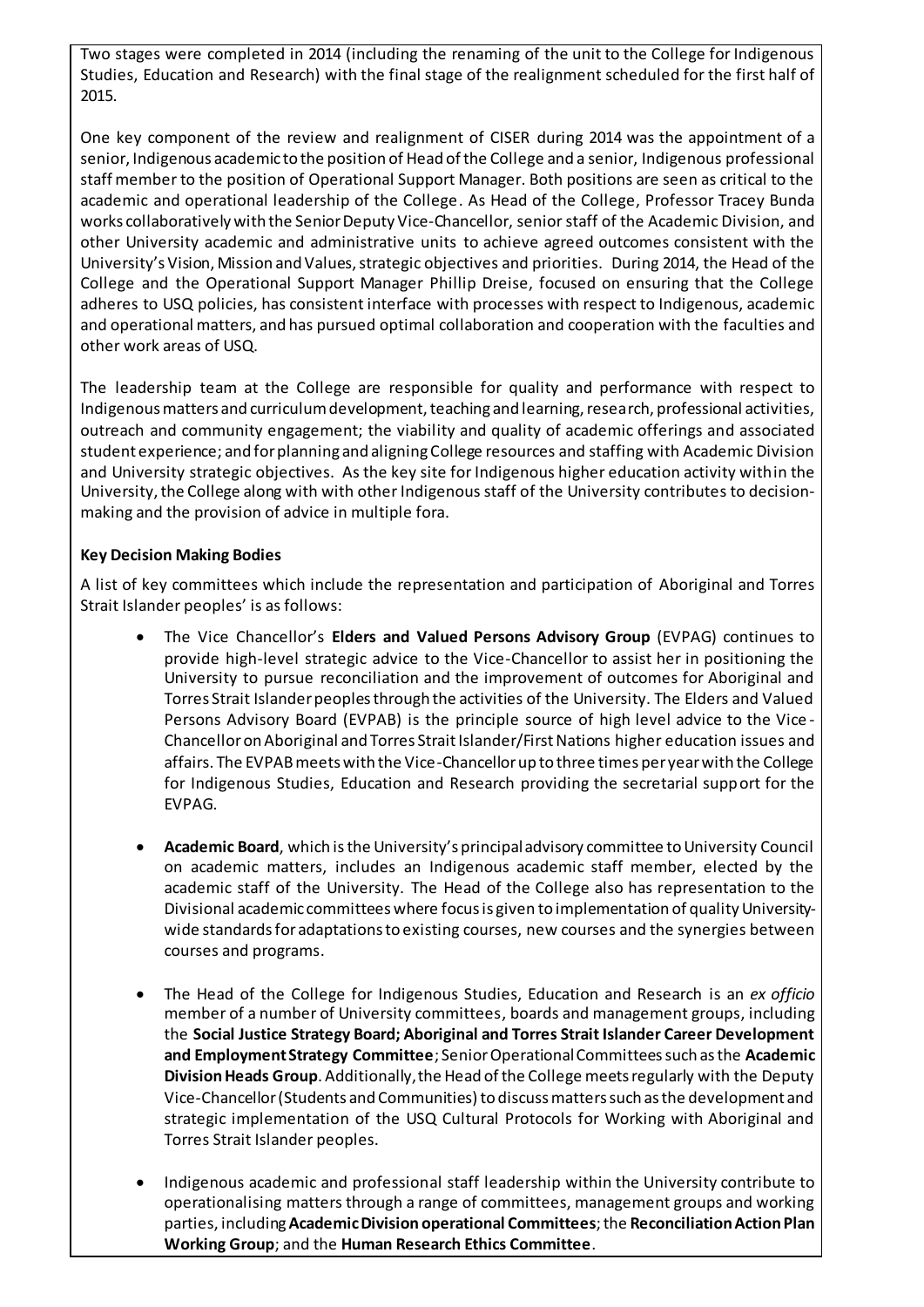Two stages were completed in 2014 (including the renaming of the unit to the College for Indigenous Studies, Education and Research) with the final stage of the realignment scheduled for the first half of 2015.

One key component of the review and realignment of CISER during 2014 was the appointment of a senior, Indigenous academic to the position of Head of the College and a senior, Indigenous professional staff member to the position of Operational Support Manager. Both positions are seen as critical to the academic and operational leadership of the College. As Head of the College, Professor Tracey Bunda works collaboratively with the Senior Deputy Vice-Chancellor, senior staff of the Academic Division, and other University academic and administrative units to achieve agreed outcomes consistent with the University's Vision, Mission and Values, strategic objectives and priorities. During 2014, the Head of the College and the Operational Support Manager Phillip Dreise, focused on ensuring that the College adheres to USQ policies, has consistent interface with processes with respect to Indigenous, academic and operational matters, and has pursued optimal collaboration and cooperation with the faculties and other work areas of USQ.

The leadership team at the College are responsible for quality and performance with respect to Indigenous matters and curriculum development, teaching and learning, research, professional activities, outreach and community engagement; the viability and quality of academic offerings and associated student experience; and for planning and aligning College resources and staffing with Academic Division and University strategic objectives. As the key site for Indigenous higher education activity within the University, the College along with with other Indigenous staff of the University contributes to decision-making and the provision of advice in multiple fora.

**Key Decision Making Bodies**

A list of key committees which include the representation and participation of Aboriginal and Torres Strait Islander peoples' is as follows:

- The Vice Chancellor's **Elders and Valued Persons Advisory Group** (EVPAG) continues to provide high-level strategic advice to the Vice-Chancellor to assist her in positioning the University to pursue reconciliation and the improvement of outcomes for Aboriginal and Torres Strait Islander peoples through the activities of the University. The Elders and Valued Persons Advisory Board (EVPAB) is the principle source of high level advice to the Vice-Chancellor on Aboriginal and Torres Strait Islander/First Nations higher education issues and affairs. The EVPAB meets with the Vice-Chancellor up to three times per year with the College for Indigenous Studies, Education and Research providing the secretarial support for the EVPAG.

- **Academic Board**, which is the University's principal advisory committee to University Council on academic matters, includes an Indigenous academic staff member, elected by the academic staff of the University. The Head of the College also has representation to the Divisional academic committees where focus is given to implementation of quality University-wide standards for adaptations to existing courses, new courses and the synergies between courses and programs.

- The Head of the College for Indigenous Studies, Education and Research is an *ex officio* member of a number of University committees, boards and management groups, including the **Social Justice Strategy Board; Aboriginal and Torres Strait Islander Career Development and Employment Strategy Committee**; Senior Operational Committees such as the **Academic Division Heads Group**. Additionally, the Head of the College meets regularly with the Deputy Vice-Chancellor (Students and Communities) to discuss matters such as the development and strategic implementation of the USQ Cultural Protocols for Working with Aboriginal and Torres Strait Islander peoples.

- Indigenous academic and professional staff leadership within the University contribute to operationalising matters through a range of committees, management groups and working parties, including **Academic Division operational Committees**; the **Reconciliation Action Plan Working Group**; and the **Human Research Ethics Committee**.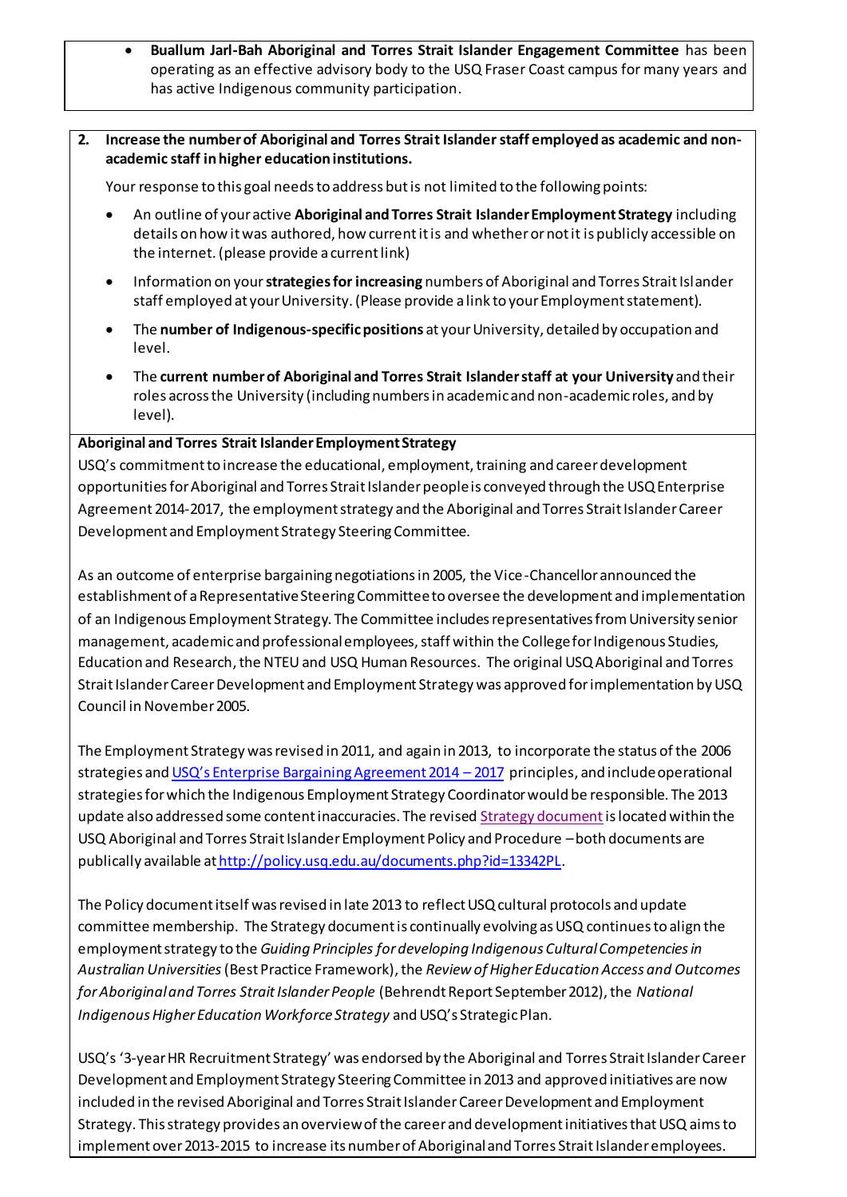- **Buallum Jarl-Bah Aboriginal and Torres Strait Islander Engagement Committee** has been operating as an effective advisory body to the USQ Fraser Coast campus for many years and has active Indigenous community participation.

**2. Increase the number of Aboriginal and Torres Strait Islander staff employed as academic and non-academic staff in higher education institutions.**

Your response to this goal needs to address but is not limited to the following points:

- An outline of your active **Aboriginal and Torres Strait Islander Employment Strategy** including details on how it was authored, how current it is and whether or not it is publicly accessible on the internet. (please provide a current link)
- Information on your **strategies for increasing** numbers of Aboriginal and Torres Strait Islander staff employed at your University. (Please provide a link to your Employment statement).
- The **number of Indigenous-specific positions** at your University, detailed by occupation and level.
- The **current number of Aboriginal and Torres Strait Islander staff at your University** and their roles across the University (including numbers in academic and non-academic roles, and by level).

**Aboriginal and Torres Strait Islander Employment Strategy**

USQ's commitment to increase the educational, employment, training and career development opportunities for Aboriginal and Torres Strait Islander people is conveyed through the USQ Enterprise Agreement 2014-2017, the employment strategy and the Aboriginal and Torres Strait Islander Career Development and Employment Strategy Steering Committee.

As an outcome of enterprise bargaining negotiations in 2005, the Vice-Chancellor announced the establishment of a Representative Steering Committee to oversee the development and implementation of an Indigenous Employment Strategy. The Committee includes representatives from University senior management, academic and professional employees, staff within the College for Indigenous Studies, Education and Research, the NTEU and USQ Human Resources. The original USQ Aboriginal and Torres Strait Islander Career Development and Employment Strategy was approved for implementation by USQ Council in November 2005.

The Employment Strategy was revised in 2011, and again in 2013, to incorporate the status of the 2006 strategies and USQ's Enterprise Bargaining Agreement 2014 – 2017 principles, and include operational strategies for which the Indigenous Employment Strategy Coordinator would be responsible. The 2013 update also addressed some content inaccuracies. The revised Strategy document is located within the USQ Aboriginal and Torres Strait Islander Employment Policy and Procedure – both documents are publically available at http://policy.usq.edu.au/documents.php?id=13342PL.

The Policy document itself was revised in late 2013 to reflect USQ cultural protocols and update committee membership. The Strategy document is continually evolving as USQ continues to align the employment strategy to the *Guiding Principles for developing Indigenous Cultural Competencies in Australian Universities* (Best Practice Framework), the *Review of Higher Education Access and Outcomes for Aboriginal and Torres Strait Islander People* (Behrendt Report September 2012), the *National Indigenous Higher Education Workforce Strategy* and USQ's Strategic Plan.

USQ's '3-year HR Recruitment Strategy' was endorsed by the Aboriginal and Torres Strait Islander Career Development and Employment Strategy Steering Committee in 2013 and approved initiatives are now included in the revised Aboriginal and Torres Strait Islander Career Development and Employment Strategy. This strategy provides an overview of the career and development initiatives that USQ aims to implement over 2013-2015 to increase its number of Aboriginal and Torres Strait Islander employees.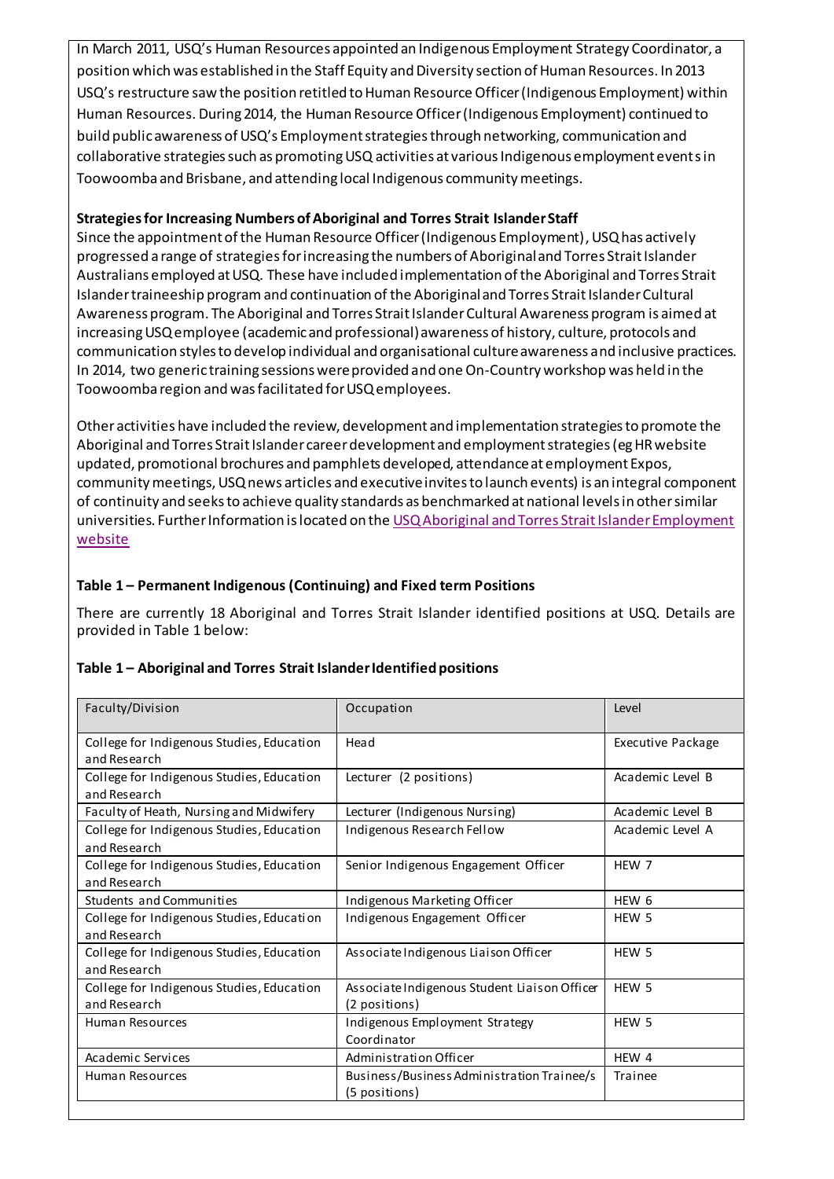In March 2011, USQ's Human Resources appointed an Indigenous Employment Strategy Coordinator, a position which was established in the Staff Equity and Diversity section of Human Resources. In 2013 USQ's restructure saw the position retitled to Human Resource Officer (Indigenous Employment) within Human Resources. During 2014, the Human Resource Officer (Indigenous Employment) continued to build public awareness of USQ's Employment strategies through networking, communication and collaborative strategies such as promoting USQ activities at various Indigenous employment events in Toowoomba and Brisbane, and attending local Indigenous community meetings.

**Strategies for Increasing Numbers of Aboriginal and Torres Strait Islander Staff**

Since the appointment of the Human Resource Officer (Indigenous Employment), USQ has actively progressed a range of strategies for increasing the numbers of Aboriginal and Torres Strait Islander Australians employed at USQ. These have included implementation of the Aboriginal and Torres Strait Islander traineeship program and continuation of the Aboriginal and Torres Strait Islander Cultural Awareness program. The Aboriginal and Torres Strait Islander Cultural Awareness program is aimed at increasing USQ employee (academic and professional) awareness of history, culture, protocols and communication styles to develop individual and organisational culture awareness and inclusive practices. In 2014, two generic training sessions were provided and one On-Country workshop was held in the Toowoomba region and was facilitated for USQ employees.

Other activities have included the review, development and implementation strategies to promote the Aboriginal and Torres Strait Islander career development and employment strategies (eg HR website updated, promotional brochures and pamphlets developed, attendance at employment Expos, community meetings, USQ news articles and executive invites to launch events) is an integral component of continuity and seeks to achieve quality standards as benchmarked at national levels in other similar universities. Further Information is located on the USQ Aboriginal and Torres Strait Islander Employment website

**Table 1 – Permanent Indigenous (Continuing) and Fixed term Positions**

There are currently 18 Aboriginal and Torres Strait Islander identified positions at USQ. Details are provided in Table 1 below:

**Table 1 – Aboriginal and Torres Strait Islander Identified positions**

| Faculty/Division | Occupation | Level |
|---|---|---|
| College for Indigenous Studies, Education and Research | Head | Executive Package |
| College for Indigenous Studies, Education and Research | Lecturer (2 positions) | Academic Level B |
| Faculty of Heath, Nursing and Midwifery | Lecturer (Indigenous Nursing) | Academic Level B |
| College for Indigenous Studies, Education and Research | Indigenous Research Fellow | Academic Level A |
| College for Indigenous Studies, Education and Research | Senior Indigenous Engagement Officer | HEW 7 |
| Students and Communities | Indigenous Marketing Officer | HEW 6 |
| College for Indigenous Studies, Education and Research | Indigenous Engagement Officer | HEW 5 |
| College for Indigenous Studies, Education and Research | Associate Indigenous Liaison Officer | HEW 5 |
| College for Indigenous Studies, Education and Research | Associate Indigenous Student Liaison Officer (2 positions) | HEW 5 |
| Human Resources | Indigenous Employment Strategy Coordinator | HEW 5 |
| Academic Services | Administration Officer | HEW 4 |
| Human Resources | Business/Business Administration Trainee/s (5 positions) | Trainee |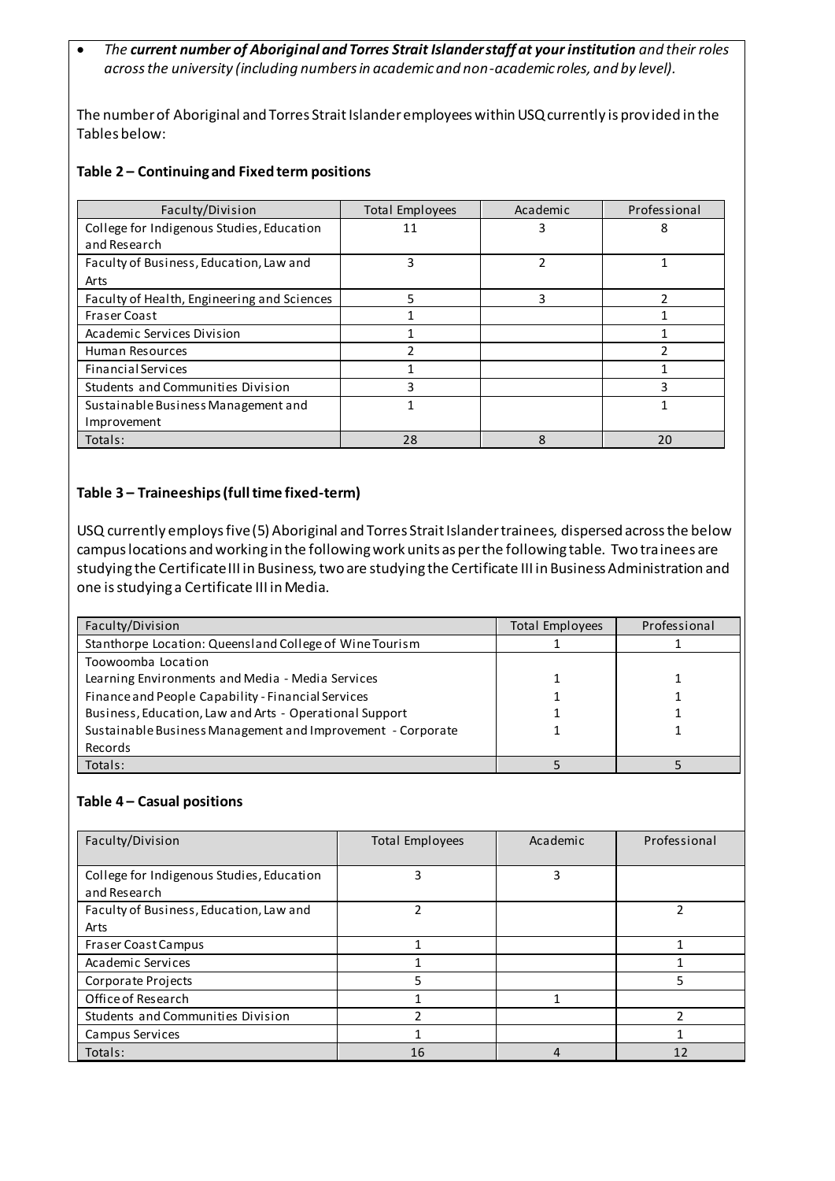- *The **current number of Aboriginal and Torres Strait Islander staff at your institution** and their roles across the university (including numbers in academic and non-academic roles, and by level).*

The number of Aboriginal and Torres Strait Islander employees within USQ currently is provided in the Tables below:

**Table 2 – Continuing and Fixed term positions**

| Faculty/Division | Total Employees | Academic | Professional |
|---|---|---|---|
| College for Indigenous Studies, Education and Research | 11 | 3 | 8 |
| Faculty of Business, Education, Law and Arts | 3 | 2 | 1 |
| Faculty of Health, Engineering and Sciences | 5 | 3 | 2 |
| Fraser Coast | 1 | | 1 |
| Academic Services Division | 1 | | 1 |
| Human Resources | 2 | | 2 |
| Financial Services | 1 | | 1 |
| Students and Communities Division | 3 | | 3 |
| Sustainable Business Management and Improvement | 1 | | 1 |
| Totals: | 28 | 8 | 20 |

**Table 3 – Traineeships (full time fixed-term)**

USQ currently employs five (5) Aboriginal and Torres Strait Islander trainees, dispersed across the below campus locations and working in the following work units as per the following table. Two trainees are studying the Certificate III in Business, two are studying the Certificate III in Business Administration and one is studying a Certificate III in Media.

| Faculty/Division | Total Employees | Professional |
|---|---|---|
| Stanthorpe Location: Queensland College of Wine Tourism | 1 | 1 |
| Toowoomba Location | | |
| Learning Environments and Media - Media Services | 1 | 1 |
| Finance and People Capability - Financial Services | 1 | 1 |
| Business, Education, Law and Arts - Operational Support | 1 | 1 |
| Sustainable Business Management and Improvement - Corporate Records | 1 | 1 |
| Totals: | 5 | 5 |

**Table 4 – Casual positions**

| Faculty/Division | Total Employees | Academic | Professional |
|---|---|---|---|
| College for Indigenous Studies, Education and Research | 3 | 3 | |
| Faculty of Business, Education, Law and Arts | 2 | | 2 |
| Fraser Coast Campus | 1 | | 1 |
| Academic Services | 1 | | 1 |
| Corporate Projects | 5 | | 5 |
| Office of Research | 1 | 1 | |
| Students and Communities Division | 2 | | 2 |
| Campus Services | 1 | | 1 |
| Totals: | 16 | 4 | 12 |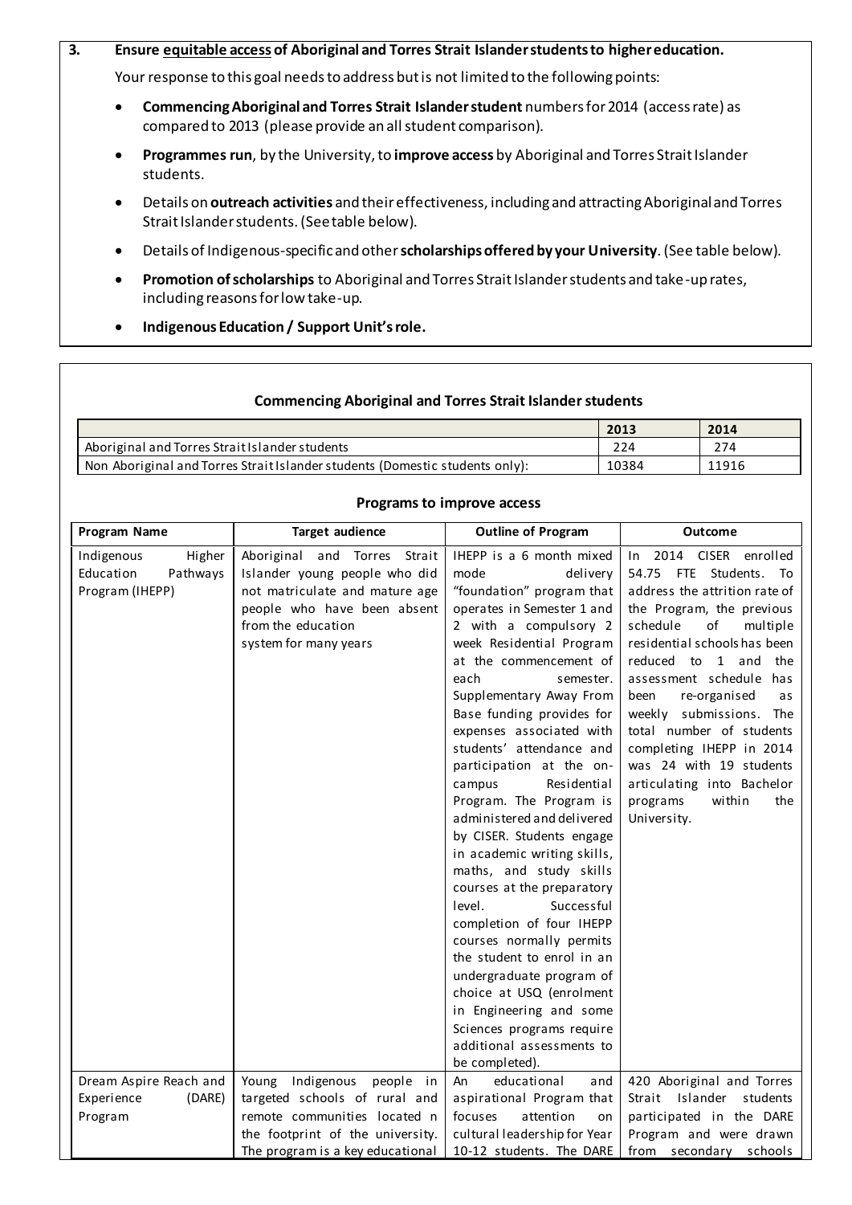**3. Ensure equitable access of Aboriginal and Torres Strait Islander students to higher education.**

Your response to this goal needs to address but is not limited to the following points:

- **Commencing Aboriginal and Torres Strait Islander student** numbers for 2014 (access rate) as compared to 2013 (please provide an all student comparison).
- **Programmes run**, by the University, to **improve access** by Aboriginal and Torres Strait Islander students.
- Details on **outreach activities** and their effectiveness, including and attracting Aboriginal and Torres Strait Islander students. (See table below).
- Details of Indigenous-specific and other **scholarships offered by your University**. (See table below).
- **Promotion of scholarships** to Aboriginal and Torres Strait Islander students and take-up rates, including reasons for low take-up.
- **Indigenous Education / Support Unit's role.**

### Commencing Aboriginal and Torres Strait Islander students

| | 2013 | 2014 |
|---|---|---|
| Aboriginal and Torres Strait Islander students | 224 | 274 |
| Non Aboriginal and Torres Strait Islander students (Domestic students only): | 10384 | 11916 |

### Programs to improve access

| Program Name | Target audience | Outline of Program | Outcome |
|---|---|---|---|
| Indigenous Higher Education Pathways Program (IHEPP) | Aboriginal and Torres Strait Islander young people who did not matriculate and mature age people who have been absent from the education system for many years | IHEPP is a 6 month mixed mode delivery "foundation" program that operates in Semester 1 and 2 with a compulsory 2 week Residential Program at the commencement of each semester. Supplementary Away From Base funding provides for expenses associated with students' attendance and participation at the on-campus Residential Program. The Program is administered and delivered by CISER. Students engage in academic writing skills, maths, and study skills courses at the preparatory level. Successful completion of four IHEPP courses normally permits the student to enrol in an undergraduate program of choice at USQ (enrolment in Engineering and some Sciences programs require additional assessments to be completed). | In 2014 CISER enrolled 54.75 FTE Students. To address the attrition rate of the Program, the previous schedule of multiple residential schools has been reduced to 1 and the assessment schedule has been re-organised as weekly submissions. The total number of students completing IHEPP in 2014 was 24 with 19 students articulating into Bachelor programs within the University. |
| Dream Aspire Reach and Experience (DARE) Program | Young Indigenous people in targeted schools of rural and remote communities located n the footprint of the university. The program is a key educational | An educational and aspirational Program that focuses attention on cultural leadership for Year 10-12 students. The DARE | 420 Aboriginal and Torres Strait Islander students participated in the DARE Program and were drawn from secondary schools |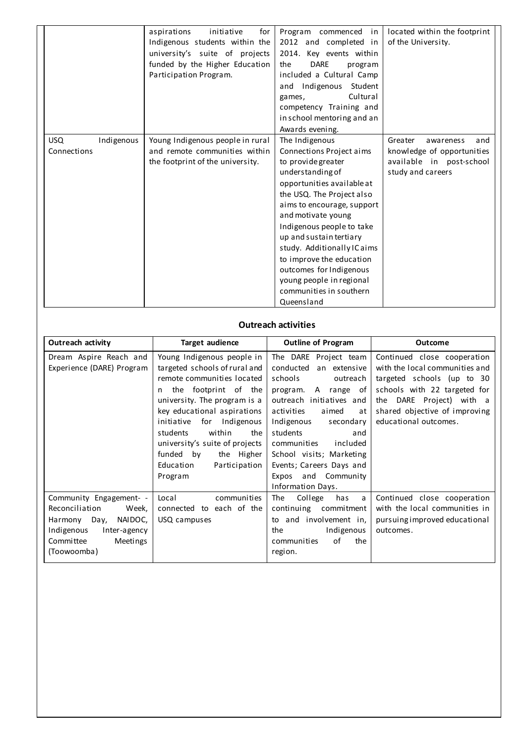| | aspirations initiative for Indigenous students within the university's suite of projects funded by the Higher Education Participation Program. | Program commenced in 2012 and completed in 2014. Key events within the DARE program included a Cultural Camp and Indigenous Student games, Cultural competency Training and in school mentoring and an Awards evening. | located within the footprint of the University. |
|---|---|---|---|
| USQ Indigenous Connections | Young Indigenous people in rural and remote communities within the footprint of the university. | The Indigenous Connections Project aims to provide greater understanding of opportunities available at the USQ. The Project also aims to encourage, support and motivate young Indigenous people to take up and sustain tertiary study. Additionally IC aims to improve the education outcomes for Indigenous young people in regional communities in southern Queensland | Greater awareness and knowledge of opportunities available in post-school study and careers |

## Outreach activities

| Outreach activity | Target audience | Outline of Program | Outcome |
|---|---|---|---|
| Dream Aspire Reach and Experience (DARE) Program | Young Indigenous people in targeted schools of rural and remote communities located n the footprint of the university. The program is a key educational aspirations initiative for Indigenous students within the university's suite of projects funded by the Higher Education Participation Program | The DARE Project team conducted an extensive schools outreach program. A range of outreach initiatives and activities aimed at Indigenous secondary students and communities included School visits; Marketing Events; Careers Days and Expos and Community Information Days. | Continued close cooperation with the local communities and targeted schools (up to 30 schools with 22 targeted for the DARE Project) with a shared objective of improving educational outcomes. |
| Community Engagement- - Reconciliation Week, Harmony Day, NAIDOC, Indigenous Inter-agency Committee Meetings (Toowoomba) | Local communities connected to each of the USQ campuses | The College has a continuing commitment to and involvement in, the Indigenous communities of the region. | Continued close cooperation with the local communities in pursuing improved educational outcomes. |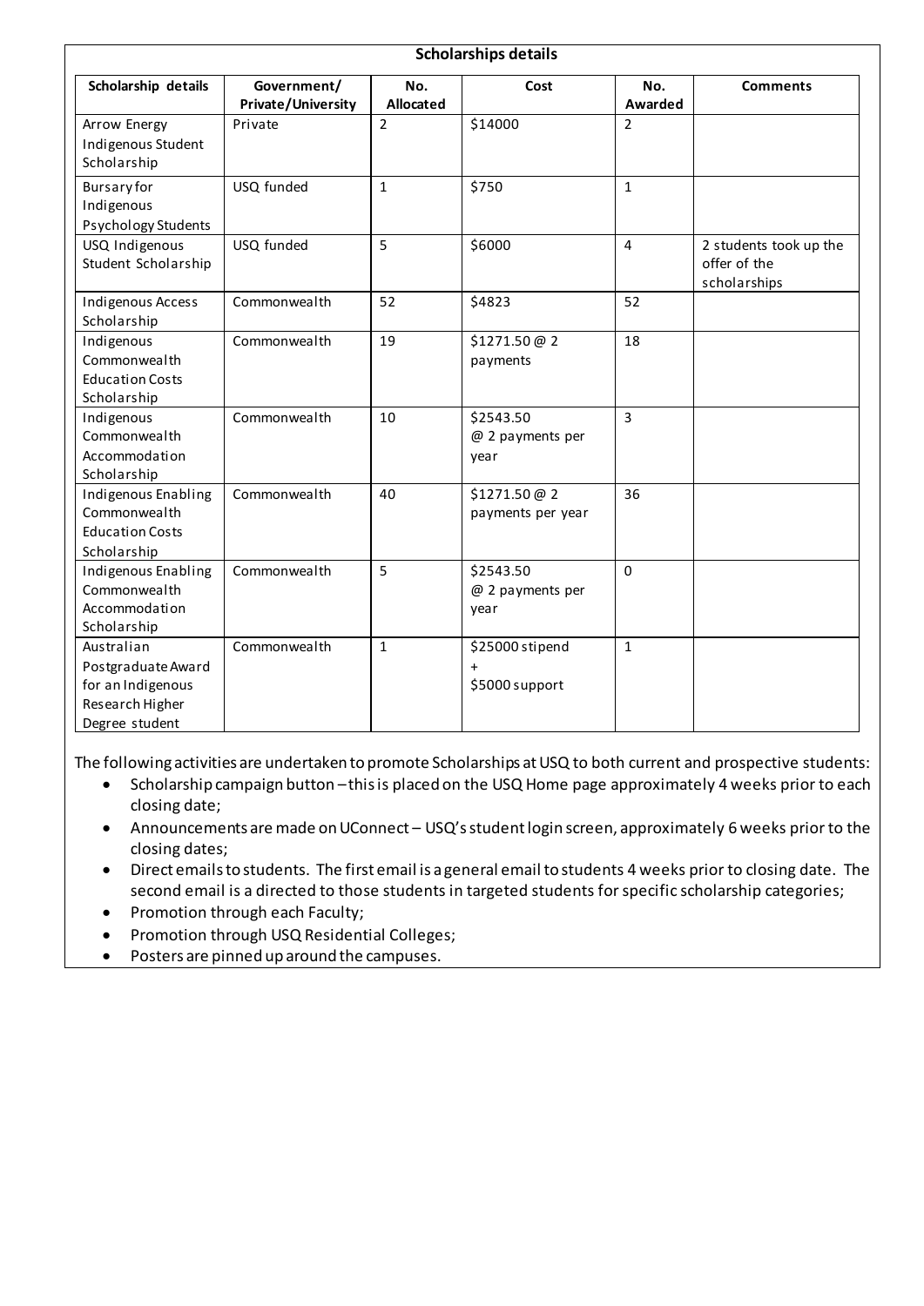**Scholarships details**

| Scholarship details | Government/ Private/University | No. Allocated | Cost | No. Awarded | Comments |
|---|---|---|---|---|---|
| Arrow Energy Indigenous Student Scholarship | Private | 2 | $14000 | 2 | |
| Bursary for Indigenous Psychology Students | USQ funded | 1 | $750 | 1 | |
| USQ Indigenous Student Scholarship | USQ funded | 5 | $6000 | 4 | 2 students took up the offer of the scholarships |
| Indigenous Access Scholarship | Commonwealth | 52 | $4823 | 52 | |
| Indigenous Commonwealth Education Costs Scholarship | Commonwealth | 19 | $1271.50 @ 2 payments | 18 | |
| Indigenous Commonwealth Accommodation Scholarship | Commonwealth | 10 | $2543.50 @ 2 payments per year | 3 | |
| Indigenous Enabling Commonwealth Education Costs Scholarship | Commonwealth | 40 | $1271.50 @ 2 payments per year | 36 | |
| Indigenous Enabling Commonwealth Accommodation Scholarship | Commonwealth | 5 | $2543.50 @ 2 payments per year | 0 | |
| Australian Postgraduate Award for an Indigenous Research Higher Degree student | Commonwealth | 1 | $25000 stipend + $5000 support | 1 | |

The following activities are undertaken to promote Scholarships at USQ to both current and prospective students:

- Scholarship campaign button – this is placed on the USQ Home page approximately 4 weeks prior to each closing date;
- Announcements are made on UConnect – USQ's student login screen, approximately 6 weeks prior to the closing dates;
- Direct emails to students. The first email is a general email to students 4 weeks prior to closing date. The second email is a directed to those students in targeted students for specific scholarship categories;
- Promotion through each Faculty;
- Promotion through USQ Residential Colleges;
- Posters are pinned up around the campuses.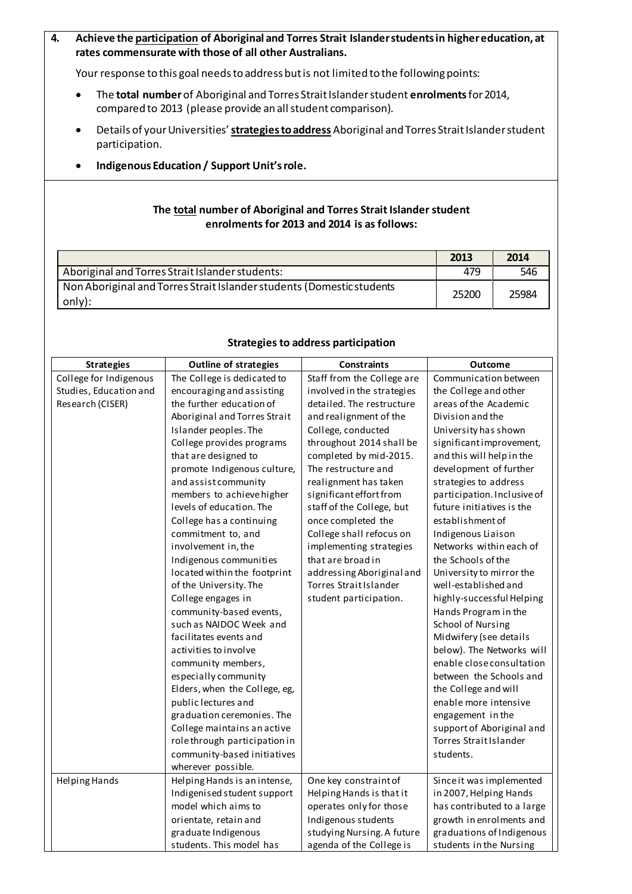**4. Achieve the participation of Aboriginal and Torres Strait Islander students in higher education, at rates commensurate with those of all other Australians.**

Your response to this goal needs to address but is not limited to the following points:

- The **total number** of Aboriginal and Torres Strait Islander student **enrolments** for 2014, compared to 2013 (please provide an all student comparison).
- Details of your Universities' **strategies to address** Aboriginal and Torres Strait Islander student participation.
- **Indigenous Education / Support Unit's role.**

### The total number of Aboriginal and Torres Strait Islander student enrolments for 2013 and 2014 is as follows:

| | 2013 | 2014 |
|---|---|---|
| Aboriginal and Torres Strait Islander students: | 479 | 546 |
| Non Aboriginal and Torres Strait Islander students (Domestic students only): | 25200 | 25984 |

### Strategies to address participation

| Strategies | Outline of strategies | Constraints | Outcome |
|---|---|---|---|
| College for Indigenous Studies, Education and Research (CISER) | The College is dedicated to encouraging and assisting the further education of Aboriginal and Torres Strait Islander peoples. The College provides programs that are designed to promote Indigenous culture, and assist community members to achieve higher levels of education. The College has a continuing commitment to, and involvement in, the Indigenous communities located within the footprint of the University. The College engages in community-based events, such as NAIDOC Week and facilitates events and activities to involve community members, especially community Elders, when the College, eg, public lectures and graduation ceremonies. The College maintains an active role through participation in community-based initiatives wherever possible. | Staff from the College are involved in the strategies detailed. The restructure and realignment of the College, conducted throughout 2014 shall be completed by mid-2015. The restructure and realignment has taken significant effort from staff of the College, but once completed the College shall refocus on implementing strategies that are broad in addressing Aboriginal and Torres Strait Islander student participation. | Communication between the College and other areas of the Academic Division and the University has shown significant improvement, and this will help in the development of further strategies to address participation. Inclusive of future initiatives is the establishment of Indigenous Liaison Networks within each of the Schools of the University to mirror the well-established and highly-successful Helping Hands Program in the School of Nursing Midwifery (see details below). The Networks will enable close consultation between the Schools and the College and will enable more intensive engagement in the support of Aboriginal and Torres Strait Islander students. |
| Helping Hands | Helping Hands is an intense, Indigenised student support model which aims to orientate, retain and graduate Indigenous students. This model has | One key constraint of Helping Hands is that it operates only for those Indigenous students studying Nursing. A future agenda of the College is | Since it was implemented in 2007, Helping Hands has contributed to a large growth in enrolments and graduations of Indigenous students in the Nursing |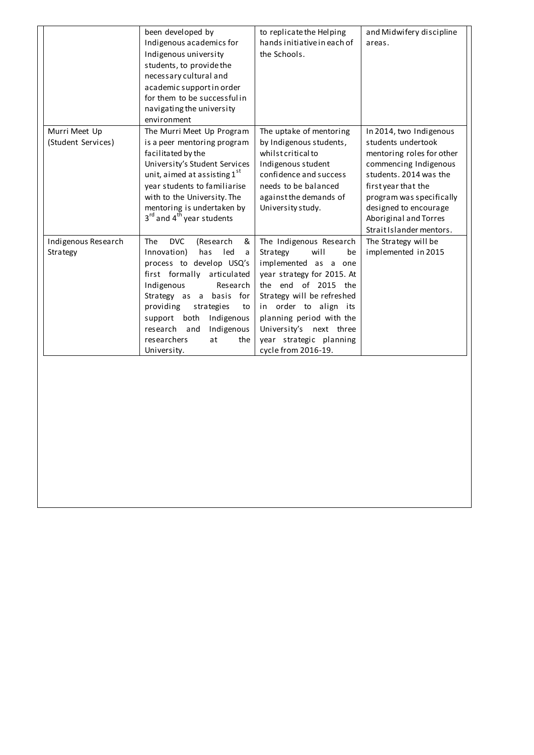|  |  |  |  |
|---|---|---|---|
|  | been developed by Indigenous academics for Indigenous university students, to provide the necessary cultural and academic support in order for them to be successful in navigating the university environment | to replicate the Helping hands initiative in each of the Schools. | and Midwifery discipline areas. |
| Murri Meet Up (Student Services) | The Murri Meet Up Program is a peer mentoring program facilitated by the University's Student Services unit, aimed at assisting 1st year students to familiarise with to the University. The mentoring is undertaken by 3rd and 4th year students | The uptake of mentoring by Indigenous students, whilst critical to Indigenous student confidence and success needs to be balanced against the demands of University study. | In 2014, two Indigenous students undertook mentoring roles for other commencing Indigenous students. 2014 was the first year that the program was specifically designed to encourage Aboriginal and Torres Strait Islander mentors. |
| Indigenous Research Strategy | The DVC (Research & Innovation) has led a process to develop USQ's first formally articulated Indigenous Research Strategy as a basis for providing strategies to support both Indigenous research and Indigenous researchers at the University. | The Indigenous Research Strategy will be implemented as a one year strategy for 2015. At the end of 2015 the Strategy will be refreshed in order to align its planning period with the University's next three year strategic planning cycle from 2016-19. | The Strategy will be implemented in 2015 |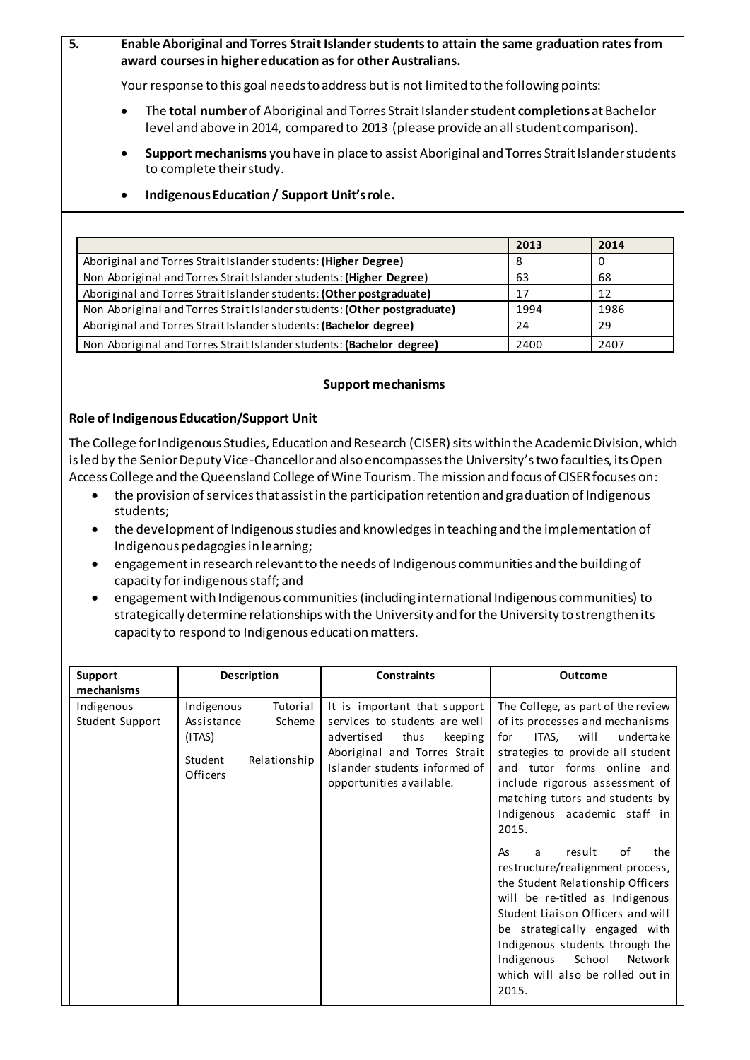**5. Enable Aboriginal and Torres Strait Islander students to attain the same graduation rates from award courses in higher education as for other Australians.**

Your response to this goal needs to address but is not limited to the following points:

- The **total number** of Aboriginal and Torres Strait Islander student **completions** at Bachelor level and above in 2014, compared to 2013 (please provide an all student comparison).
- **Support mechanisms** you have in place to assist Aboriginal and Torres Strait Islander students to complete their study.
- **Indigenous Education / Support Unit's role.**

| | 2013 | 2014 |
|---|---|---|
| Aboriginal and Torres Strait Islander students: **(Higher Degree)** | 8 | 0 |
| Non Aboriginal and Torres Strait Islander students: **(Higher Degree)** | 63 | 68 |
| Aboriginal and Torres Strait Islander students: **(Other postgraduate)** | 17 | 12 |
| Non Aboriginal and Torres Strait Islander students: **(Other postgraduate)** | 1994 | 1986 |
| Aboriginal and Torres Strait Islander students: **(Bachelor degree)** | 24 | 29 |
| Non Aboriginal and Torres Strait Islander students: **(Bachelor degree)** | 2400 | 2407 |

**Support mechanisms**

**Role of Indigenous Education/Support Unit**

The College for Indigenous Studies, Education and Research (CISER) sits within the Academic Division, which is led by the Senior Deputy Vice-Chancellor and also encompasses the University's two faculties, its Open Access College and the Queensland College of Wine Tourism. The mission and focus of CISER focuses on:

- the provision of services that assist in the participation retention and graduation of Indigenous students;
- the development of Indigenous studies and knowledges in teaching and the implementation of Indigenous pedagogies in learning;
- engagement in research relevant to the needs of Indigenous communities and the building of capacity for indigenous staff; and
- engagement with Indigenous communities (including international Indigenous communities) to strategically determine relationships with the University and for the University to strengthen its capacity to respond to Indigenous education matters.

| Support mechanisms | Description | Constraints | Outcome |
|---|---|---|---|
| Indigenous Student Support | Indigenous Tutorial Assistance Scheme (ITAS)<br><br>Student Relationship Officers | It is important that support services to students are well advertised thus keeping Aboriginal and Torres Strait Islander students informed of opportunities available. | The College, as part of the review of its processes and mechanisms for ITAS, will undertake strategies to provide all student and tutor forms online and include rigorous assessment of matching tutors and students by Indigenous academic staff in 2015.<br><br>As a result of the restructure/realignment process, the Student Relationship Officers will be re-titled as Indigenous Student Liaison Officers and will be strategically engaged with Indigenous students through the Indigenous School Network which will also be rolled out in 2015. |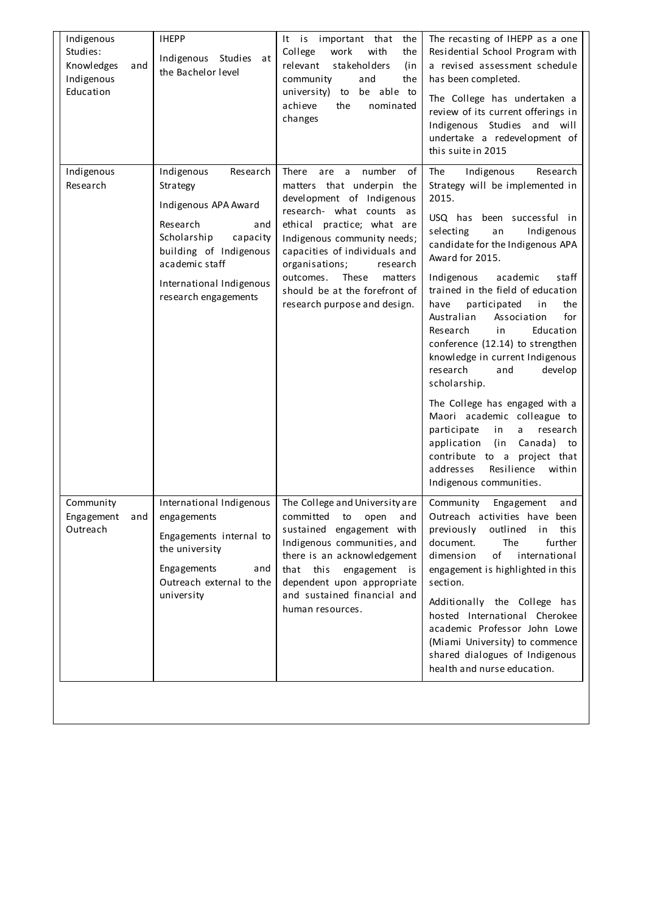| Indigenous Studies: Knowledges and Indigenous Education | IHEPP<br><br>Indigenous Studies at the Bachelor level | It is important that the College work with the relevant stakeholders (in community and the university) to be able to achieve the nominated changes | The recasting of IHEPP as a one Residential School Program with a revised assessment schedule has been completed.<br><br>The College has undertaken a review of its current offerings in Indigenous Studies and will undertake a redevelopment of this suite in 2015 |
|---|---|---|---|
| Indigenous Research | Indigenous Research Strategy<br><br>Indigenous APA Award<br><br>Research and Scholarship capacity building of Indigenous academic staff<br><br>International Indigenous research engagements | There are a number of matters that underpin the development of Indigenous research- what counts as ethical practice; what are Indigenous community needs; capacities of individuals and organisations; research outcomes. These matters should be at the forefront of research purpose and design. | The Indigenous Research Strategy will be implemented in 2015.<br><br>USQ has been successful in selecting an Indigenous candidate for the Indigenous APA Award for 2015.<br><br>Indigenous academic staff trained in the field of education have participated in the Australian Association for Research in Education conference (12.14) to strengthen knowledge in current Indigenous research and develop scholarship.<br><br>The College has engaged with a Maori academic colleague to participate in a research application (in Canada) to contribute to a project that addresses Resilience within Indigenous communities. |
| Community Engagement and Outreach | International Indigenous engagements<br><br>Engagements internal to the university<br><br>Engagements and Outreach external to the university | The College and University are committed to open and sustained engagement with Indigenous communities, and there is an acknowledgement that this engagement is dependent upon appropriate and sustained financial and human resources. | Community Engagement and Outreach activities have been previously outlined in this document. The further dimension of international engagement is highlighted in this section.<br><br>Additionally the College has hosted International Cherokee academic Professor John Lowe (Miami University) to commence shared dialogues of Indigenous health and nurse education. |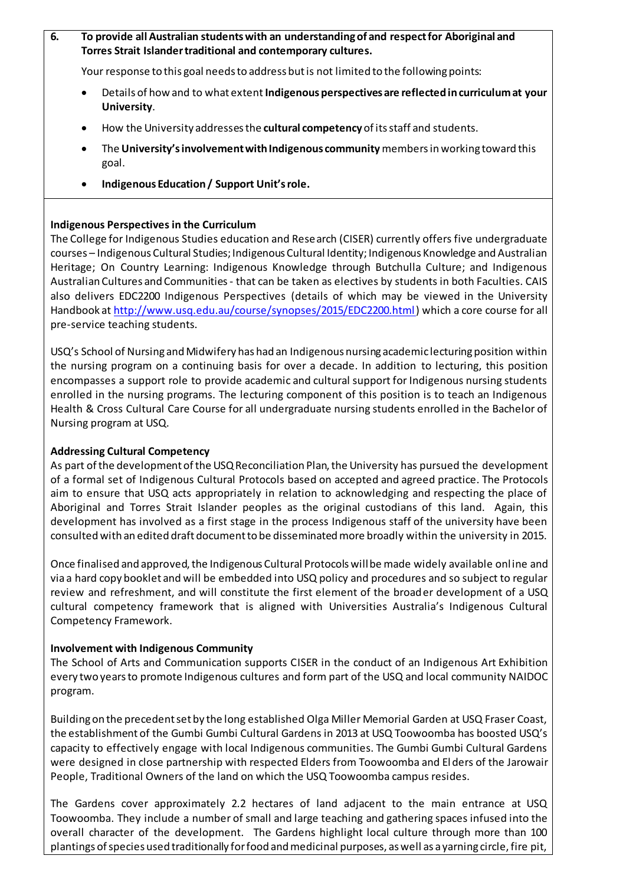**6. To provide all Australian students with an understanding of and respect for Aboriginal and Torres Strait Islander traditional and contemporary cultures.**

Your response to this goal needs to address but is not limited to the following points:

- Details of how and to what extent **Indigenous perspectives are reflected in curriculum at your University**.
- How the University addresses the **cultural competency** of its staff and students.
- The **University's involvement with Indigenous community** members in working toward this goal.
- **Indigenous Education / Support Unit's role.**

**Indigenous Perspectives in the Curriculum**

The College for Indigenous Studies education and Research (CISER) currently offers five undergraduate courses – Indigenous Cultural Studies; Indigenous Cultural Identity; Indigenous Knowledge and Australian Heritage; On Country Learning: Indigenous Knowledge through Butchulla Culture; and Indigenous Australian Cultures and Communities - that can be taken as electives by students in both Faculties. CAIS also delivers EDC2200 Indigenous Perspectives (details of which may be viewed in the University Handbook at http://www.usq.edu.au/course/synopses/2015/EDC2200.html) which a core course for all pre-service teaching students.

USQ's School of Nursing and Midwifery has had an Indigenous nursing academic lecturing position within the nursing program on a continuing basis for over a decade. In addition to lecturing, this position encompasses a support role to provide academic and cultural support for Indigenous nursing students enrolled in the nursing programs. The lecturing component of this position is to teach an Indigenous Health & Cross Cultural Care Course for all undergraduate nursing students enrolled in the Bachelor of Nursing program at USQ.

**Addressing Cultural Competency**

As part of the development of the USQ Reconciliation Plan, the University has pursued the development of a formal set of Indigenous Cultural Protocols based on accepted and agreed practice. The Protocols aim to ensure that USQ acts appropriately in relation to acknowledging and respecting the place of Aboriginal and Torres Strait Islander peoples as the original custodians of this land. Again, this development has involved as a first stage in the process Indigenous staff of the university have been consulted with an edited draft document to be disseminated more broadly within the university in 2015.

Once finalised and approved, the Indigenous Cultural Protocols will be made widely available online and via a hard copy booklet and will be embedded into USQ policy and procedures and so subject to regular review and refreshment, and will constitute the first element of the broader development of a USQ cultural competency framework that is aligned with Universities Australia's Indigenous Cultural Competency Framework.

**Involvement with Indigenous Community**

The School of Arts and Communication supports CISER in the conduct of an Indigenous Art Exhibition every two years to promote Indigenous cultures and form part of the USQ and local community NAIDOC program.

Building on the precedent set by the long established Olga Miller Memorial Garden at USQ Fraser Coast, the establishment of the Gumbi Gumbi Cultural Gardens in 2013 at USQ Toowoomba has boosted USQ's capacity to effectively engage with local Indigenous communities. The Gumbi Gumbi Cultural Gardens were designed in close partnership with respected Elders from Toowoomba and Elders of the Jarowair People, Traditional Owners of the land on which the USQ Toowoomba campus resides.

The Gardens cover approximately 2.2 hectares of land adjacent to the main entrance at USQ Toowoomba. They include a number of small and large teaching and gathering spaces infused into the overall character of the development. The Gardens highlight local culture through more than 100 plantings of species used traditionally for food and medicinal purposes, as well as a yarning circle, fire pit,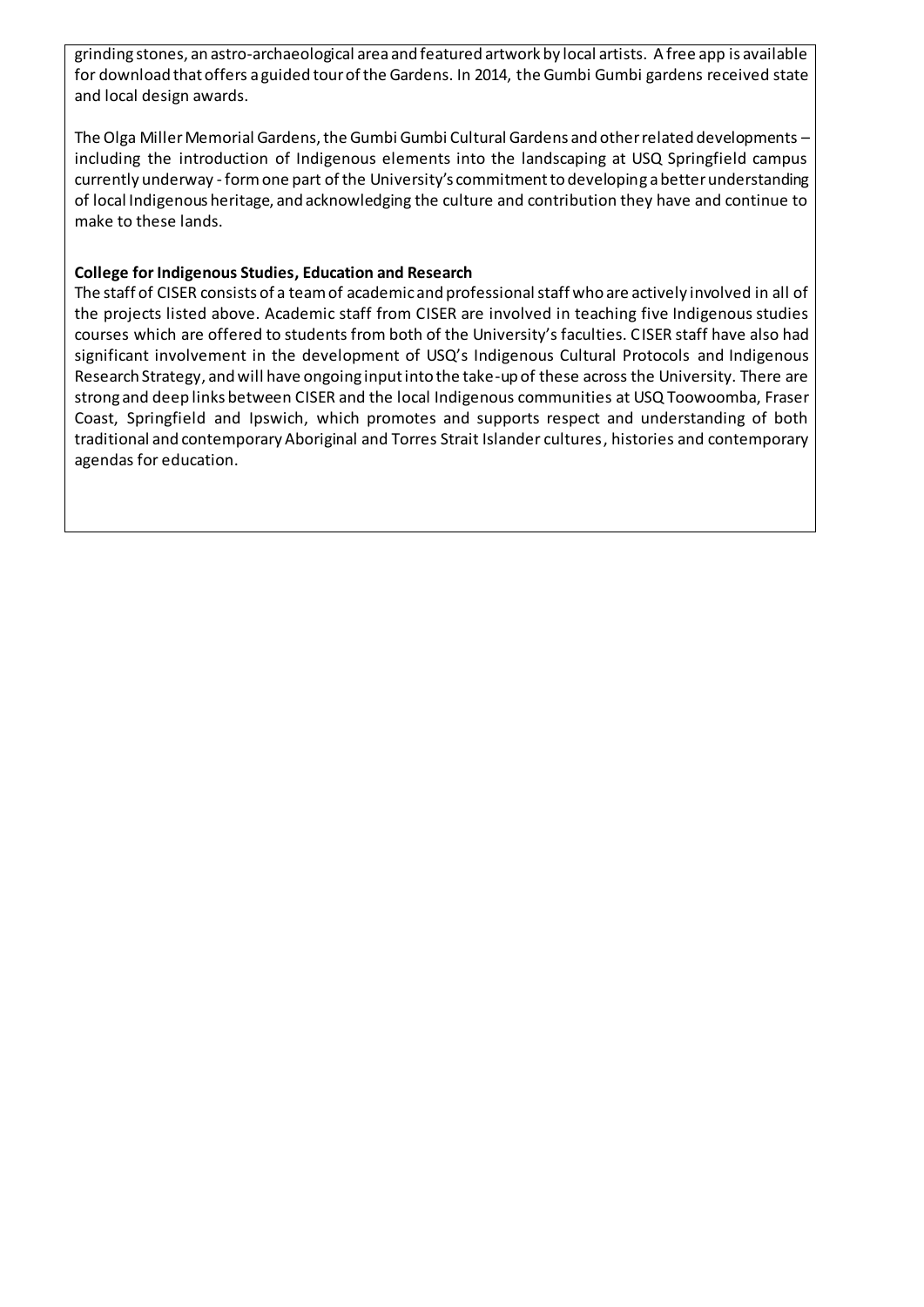grinding stones, an astro-archaeological area and featured artwork by local artists. A free app is available for download that offers a guided tour of the Gardens. In 2014, the Gumbi Gumbi gardens received state and local design awards.

The Olga Miller Memorial Gardens, the Gumbi Gumbi Cultural Gardens and other related developments – including the introduction of Indigenous elements into the landscaping at USQ Springfield campus currently underway - form one part of the University's commitment to developing a better understanding of local Indigenous heritage, and acknowledging the culture and contribution they have and continue to make to these lands.

**College for Indigenous Studies, Education and Research**

The staff of CISER consists of a team of academic and professional staff who are actively involved in all of the projects listed above. Academic staff from CISER are involved in teaching five Indigenous studies courses which are offered to students from both of the University's faculties. CISER staff have also had significant involvement in the development of USQ's Indigenous Cultural Protocols and Indigenous Research Strategy, and will have ongoing input into the take-up of these across the University. There are strong and deep links between CISER and the local Indigenous communities at USQ Toowoomba, Fraser Coast, Springfield and Ipswich, which promotes and supports respect and understanding of both traditional and contemporary Aboriginal and Torres Strait Islander cultures, histories and contemporary agendas for education.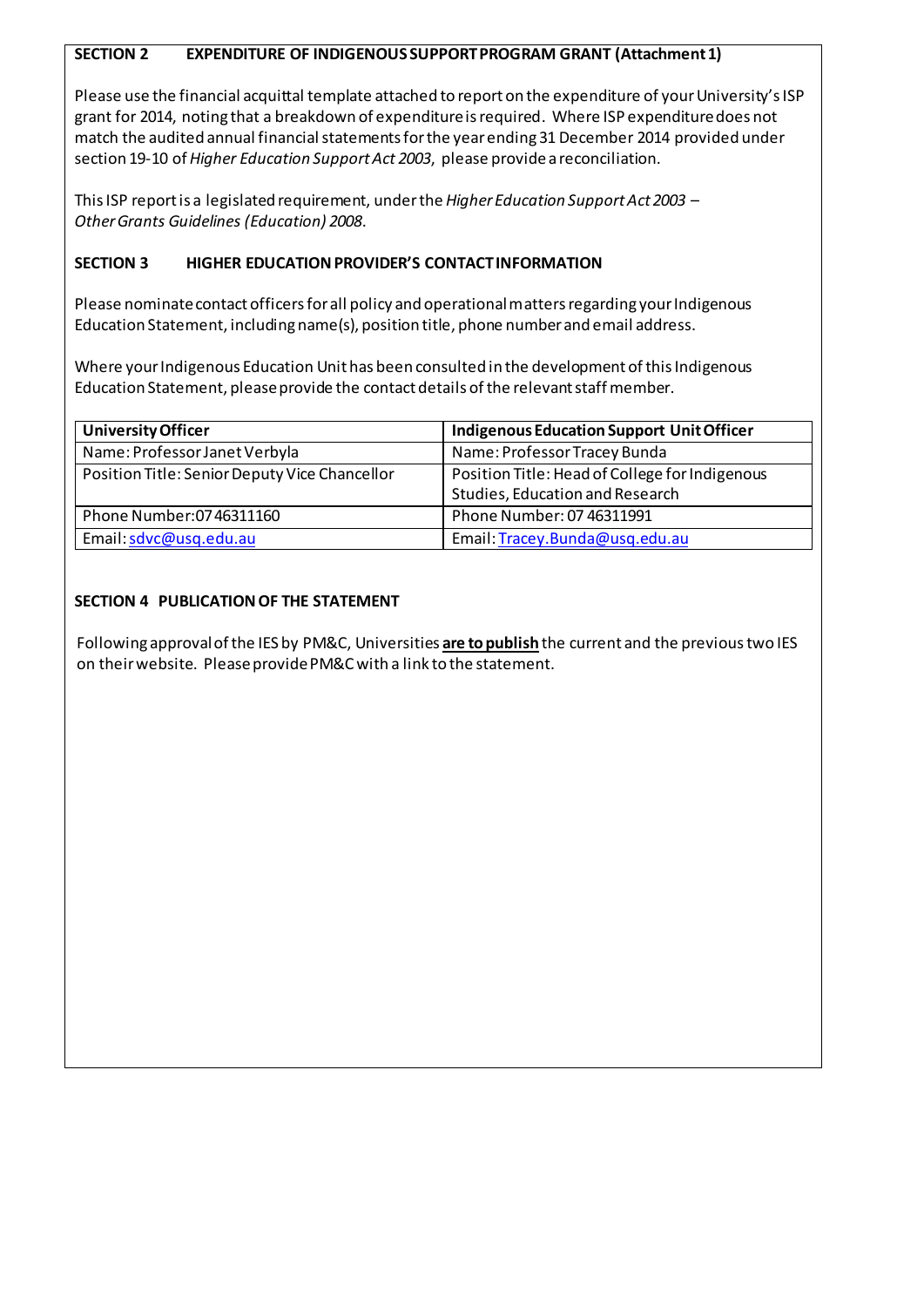## SECTION 2 EXPENDITURE OF INDIGENOUS SUPPORT PROGRAM GRANT (Attachment 1)

Please use the financial acquittal template attached to report on the expenditure of your University's ISP grant for 2014, noting that a breakdown of expenditure is required. Where ISP expenditure does not match the audited annual financial statements for the year ending 31 December 2014 provided under section 19-10 of *Higher Education Support Act 2003*, please provide a reconciliation.

This ISP report is a legislated requirement, under the *Higher Education Support Act 2003 – Other Grants Guidelines (Education) 2008*.

## SECTION 3 HIGHER EDUCATION PROVIDER'S CONTACT INFORMATION

Please nominate contact officers for all policy and operational matters regarding your Indigenous Education Statement, including name(s), position title, phone number and email address.

Where your Indigenous Education Unit has been consulted in the development of this Indigenous Education Statement, please provide the contact details of the relevant staff member.

| **University Officer** | **Indigenous Education Support Unit Officer** |
|---|---|
| Name: Professor Janet Verbyla | Name: Professor Tracey Bunda |
| Position Title: Senior Deputy Vice Chancellor | Position Title: Head of College for Indigenous Studies, Education and Research |
| Phone Number:07 46311160 | Phone Number: 07 46311991 |
| Email: sdvc@usq.edu.au | Email: Tracey.Bunda@usq.edu.au |

## SECTION 4 PUBLICATION OF THE STATEMENT

Following approval of the IES by PM&C, Universities **are to publish** the current and the previous two IES on their website. Please provide PM&C with a link to the statement.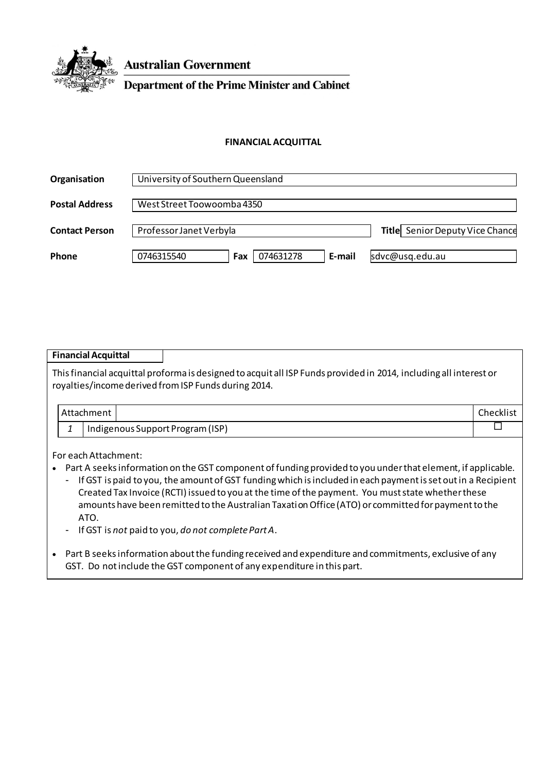Australian Government

Department of the Prime Minister and Cabinet

**FINANCIAL ACQUITTAL**

| | | | | | |
|---|---|---|---|---|---|
| **Organisation** | University of Southern Queensland | | | | |
| **Postal Address** | West Street Toowoomba 4350 | | | | |
| **Contact Person** | Professor Janet Verbyla | | | **Title** | Senior Deputy Vice Chance |
| **Phone** | 0746315540 | **Fax** | 074631278 | **E-mail** | sdvc@usq.edu.au |

**Financial Acquittal**

This financial acquittal proforma is designed to acquit all ISP Funds provided in 2014, including all interest or royalties/income derived from ISP Funds during 2014.

| Attachment | | Checklist |
|---|---|---|
| *1* | Indigenous Support Program (ISP) | ☐ |

For each Attachment:

- Part A seeks information on the GST component of funding provided to you under that element, if applicable.
  - If GST is paid to you, the amount of GST funding which is included in each payment is set out in a Recipient Created Tax Invoice (RCTI) issued to you at the time of the payment. You must state whether these amounts have been remitted to the Australian Taxation Office (ATO) or committed for payment to the ATO.
  - If GST is *not* paid to you, *do not complete Part A*.
- Part B seeks information about the funding received and expenditure and commitments, exclusive of any GST. Do not include the GST component of any expenditure in this part.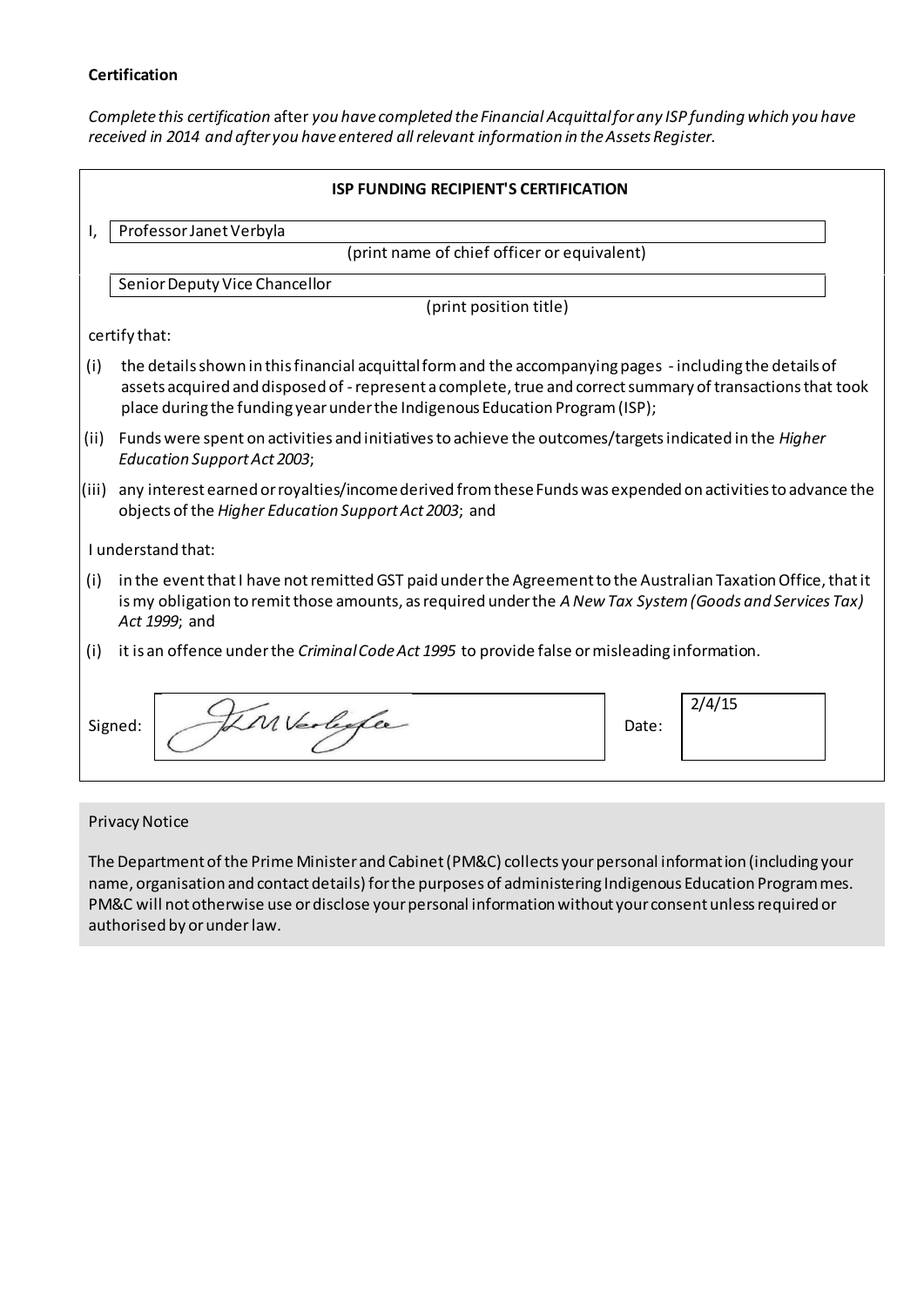**Certification**

*Complete this certification* after *you have completed the Financial Acquittal for any ISP funding which you have received in 2014 and after you have entered all relevant information in the Assets Register.*

**ISP FUNDING RECIPIENT'S CERTIFICATION**

I, Professor Janet Verbyla
(print name of chief officer or equivalent)

Senior Deputy Vice Chancellor
(print position title)

certify that:

(i) the details shown in this financial acquittal form and the accompanying pages - including the details of assets acquired and disposed of - represent a complete, true and correct summary of transactions that took place during the funding year under the Indigenous Education Program (ISP);

(ii) Funds were spent on activities and initiatives to achieve the outcomes/targets indicated in the *Higher Education Support Act 2003*;

(iii) any interest earned or royalties/income derived from these Funds was expended on activities to advance the objects of the *Higher Education Support Act 2003*; and

I understand that:

(i) in the event that I have not remitted GST paid under the Agreement to the Australian Taxation Office, that it is my obligation to remit those amounts, as required under the *A New Tax System (Goods and Services Tax) Act 1999*; and

(i) it is an offence under the *Criminal Code Act 1995* to provide false or misleading information.

Signed: JLM Verbyla    Date: 2/4/15

Privacy Notice

The Department of the Prime Minister and Cabinet (PM&C) collects your personal information (including your name, organisation and contact details) for the purposes of administering Indigenous Education Programmes. PM&C will not otherwise use or disclose your personal information without your consent unless required or authorised by or under law.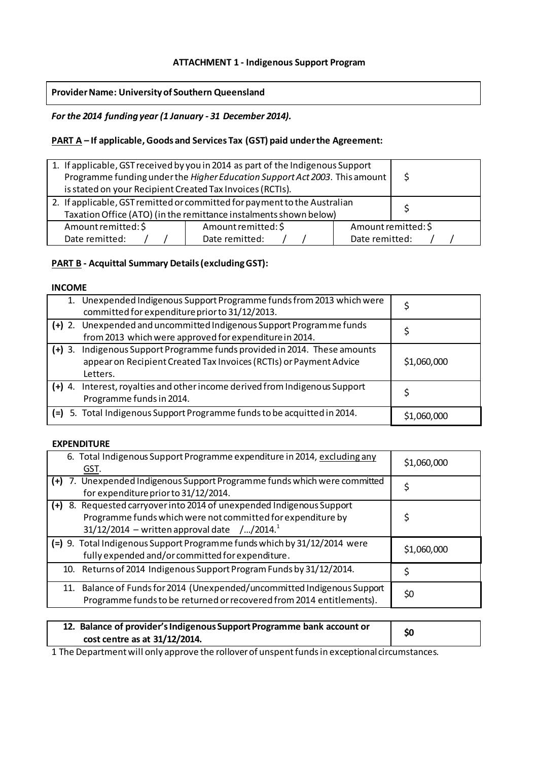**ATTACHMENT 1 - Indigenous Support Program**

| **Provider Name: University of Southern Queensland** |
|---|

***For the 2014 funding year (1 January - 31 December 2014).***

**PART A – If applicable, Goods and Services Tax (GST) paid under the Agreement:**

| | | |
|---|---|---|
| 1. If applicable, GST received by you in 2014 as part of the Indigenous Support Programme funding under the *Higher Education Support Act 2003*. This amount is stated on your Recipient Created Tax Invoices (RCTIs). | | $ |
| 2. If applicable, GST remitted or committed for payment to the Australian Taxation Office (ATO) (in the remittance instalments shown below) | | $ |
| Amount remitted: $<br>Date remitted: / / | Amount remitted: $<br>Date remitted: / / | Amount remitted: $<br>Date remitted: / / |

**PART B - Acquittal Summary Details (excluding GST):**

**INCOME**

| | |
|---|---|
| 1. Unexpended Indigenous Support Programme funds from 2013 which were committed for expenditure prior to 31/12/2013. | $ |
| (+) 2. Unexpended and uncommitted Indigenous Support Programme funds from 2013 which were approved for expenditure in 2014. | $ |
| (+) 3. Indigenous Support Programme funds provided in 2014. These amounts appear on Recipient Created Tax Invoices (RCTIs) or Payment Advice Letters. | $1,060,000 |
| (+) 4. Interest, royalties and other income derived from Indigenous Support Programme funds in 2014. | $ |
| (=) 5. Total Indigenous Support Programme funds to be acquitted in 2014. | $1,060,000 |

**EXPENDITURE**

| | |
|---|---|
| 6. Total Indigenous Support Programme expenditure in 2014, excluding any GST. | $1,060,000 |
| (+) 7. Unexpended Indigenous Support Programme funds which were committed for expenditure prior to 31/12/2014. | $ |
| (+) 8. Requested carryover into 2014 of unexpended Indigenous Support Programme funds which were not committed for expenditure by 31/12/2014 – written approval date /…/2014.[1] | $ |
| (=) 9. Total Indigenous Support Programme funds which by 31/12/2014 were fully expended and/or committed for expenditure. | $1,060,000 |
| 10. Returns of 2014 Indigenous Support Program Funds by 31/12/2014. | $ |
| 11. Balance of Funds for 2014 (Unexpended/uncommitted Indigenous Support Programme funds to be returned or recovered from 2014 entitlements). | $0 |

| | |
|---|---|
| **12. Balance of provider's Indigenous Support Programme bank account or cost centre as at 31/12/2014.** | **$0** |

1 The Department will only approve the rollover of unspent funds in exceptional circumstances.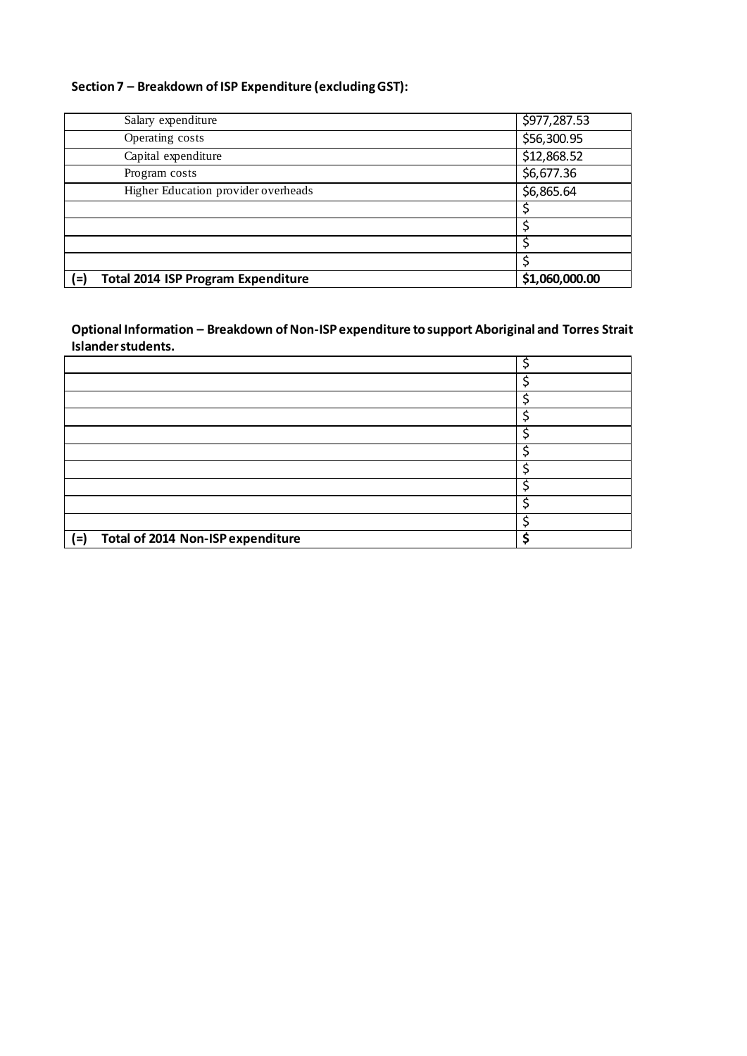**Section 7 – Breakdown of ISP Expenditure (excluding GST):**

| | |
|---|---|
| Salary expenditure | $977,287.53 |
| Operating costs | $56,300.95 |
| Capital expenditure | $12,868.52 |
| Program costs | $6,677.36 |
| Higher Education provider overheads | $6,865.64 |
| | $ |
| | $ |
| | $ |
| | $ |
| **(=) Total 2014 ISP Program Expenditure** | **$1,060,000.00** |

**Optional Information – Breakdown of Non-ISP expenditure to support Aboriginal and Torres Strait Islander students.**

| | |
|---|---|
| | $ |
| | $ |
| | $ |
| | $ |
| | $ |
| | $ |
| | $ |
| | $ |
| | $ |
| | $ |
| **(=) Total of 2014 Non-ISP expenditure** | **$** |